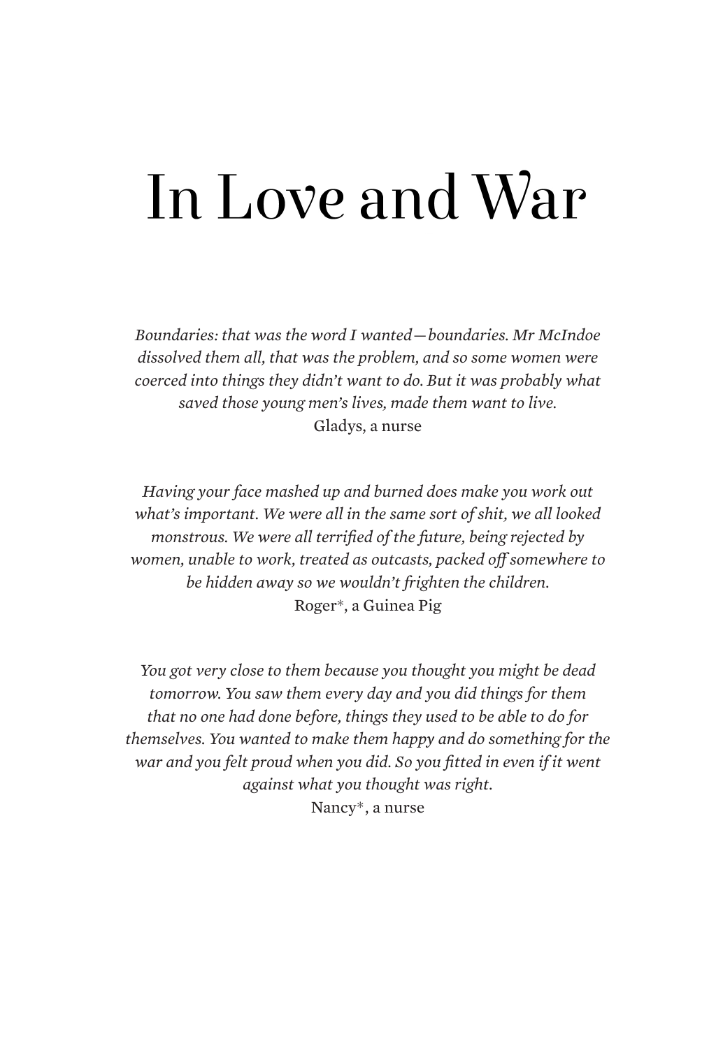# In Love and War

*Boundaries: that was the word I wanted—boundaries. Mr McIndoe dissolved them all, that was the problem, and so some women were coerced into things they didn't want to do. But it was probably what saved those young men's lives, made them want to live.*
Gladys, a nurse

*Having your face mashed up and burned does make you work out what's important. We were all in the same sort of shit, we all looked monstrous. We were all terrified of the future, being rejected by women, unable to work, treated as outcasts, packed off somewhere to be hidden away so we wouldn't frighten the children.*
Roger*, a Guinea Pig

*You got very close to them because you thought you might be dead tomorrow. You saw them every day and you did things for them that no one had done before, things they used to be able to do for themselves. You wanted to make them happy and do something for the war and you felt proud when you did. So you fitted in even if it went against what you thought was right.*
Nancy*, a nurse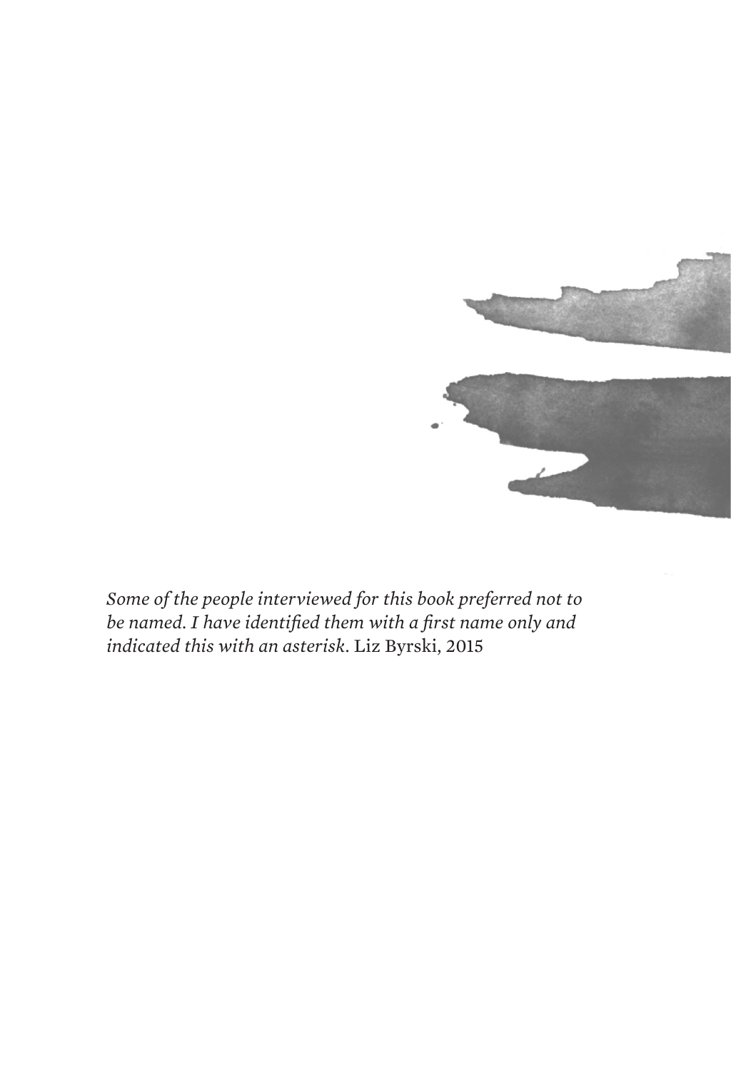*Some of the people interviewed for this book preferred not to be named. I have identified them with a first name only and indicated this with an asterisk.* Liz Byrski, 2015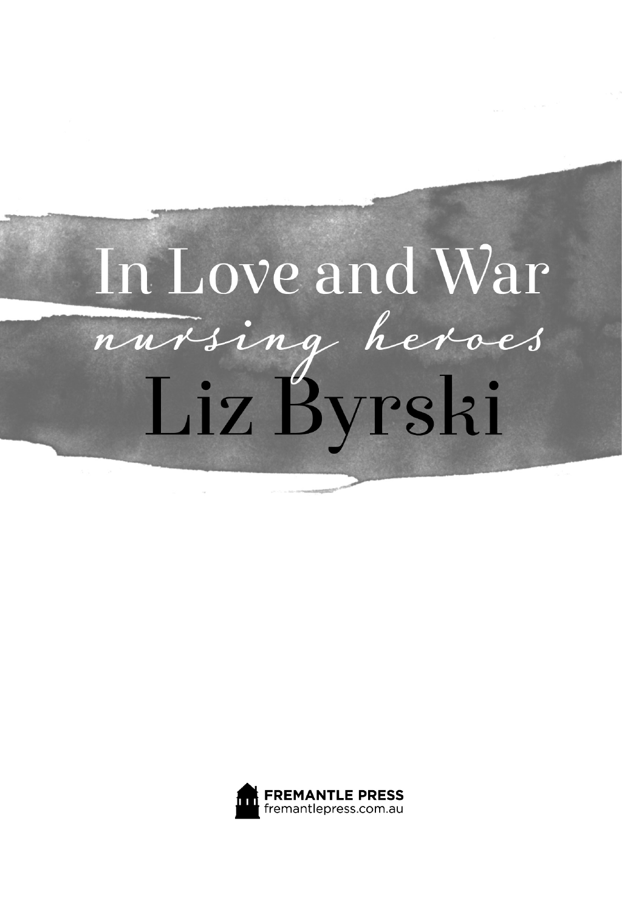# In Love and War

*nursing heroes*

## Liz Byrski

FREMANTLE PRESS
fremantlepress.com.au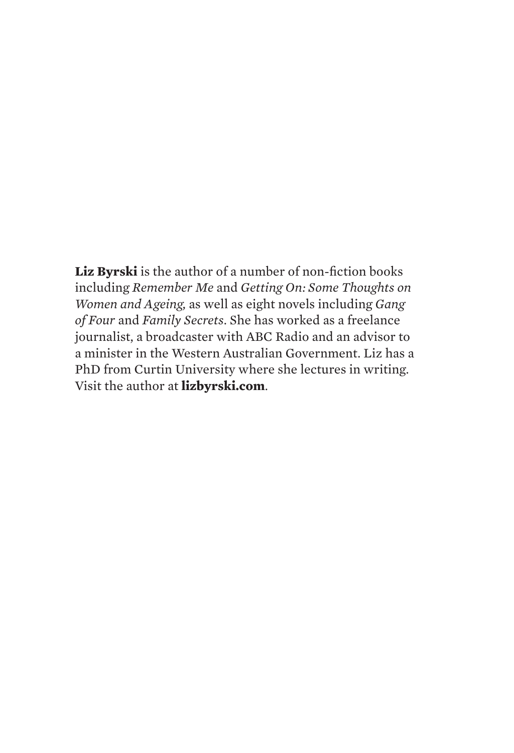**Liz Byrski** is the author of a number of non-fiction books including *Remember Me* and *Getting On: Some Thoughts on Women and Ageing,* as well as eight novels including *Gang of Four* and *Family Secrets*. She has worked as a freelance journalist, a broadcaster with ABC Radio and an advisor to a minister in the Western Australian Government. Liz has a PhD from Curtin University where she lectures in writing. Visit the author at **lizbyrski.com**.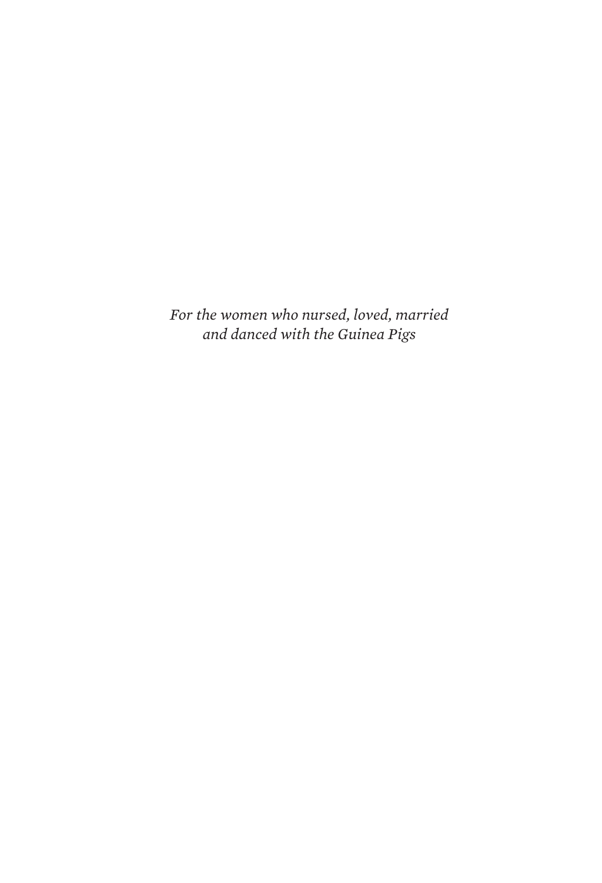*For the women who nursed, loved, married*
*and danced with the Guinea Pigs*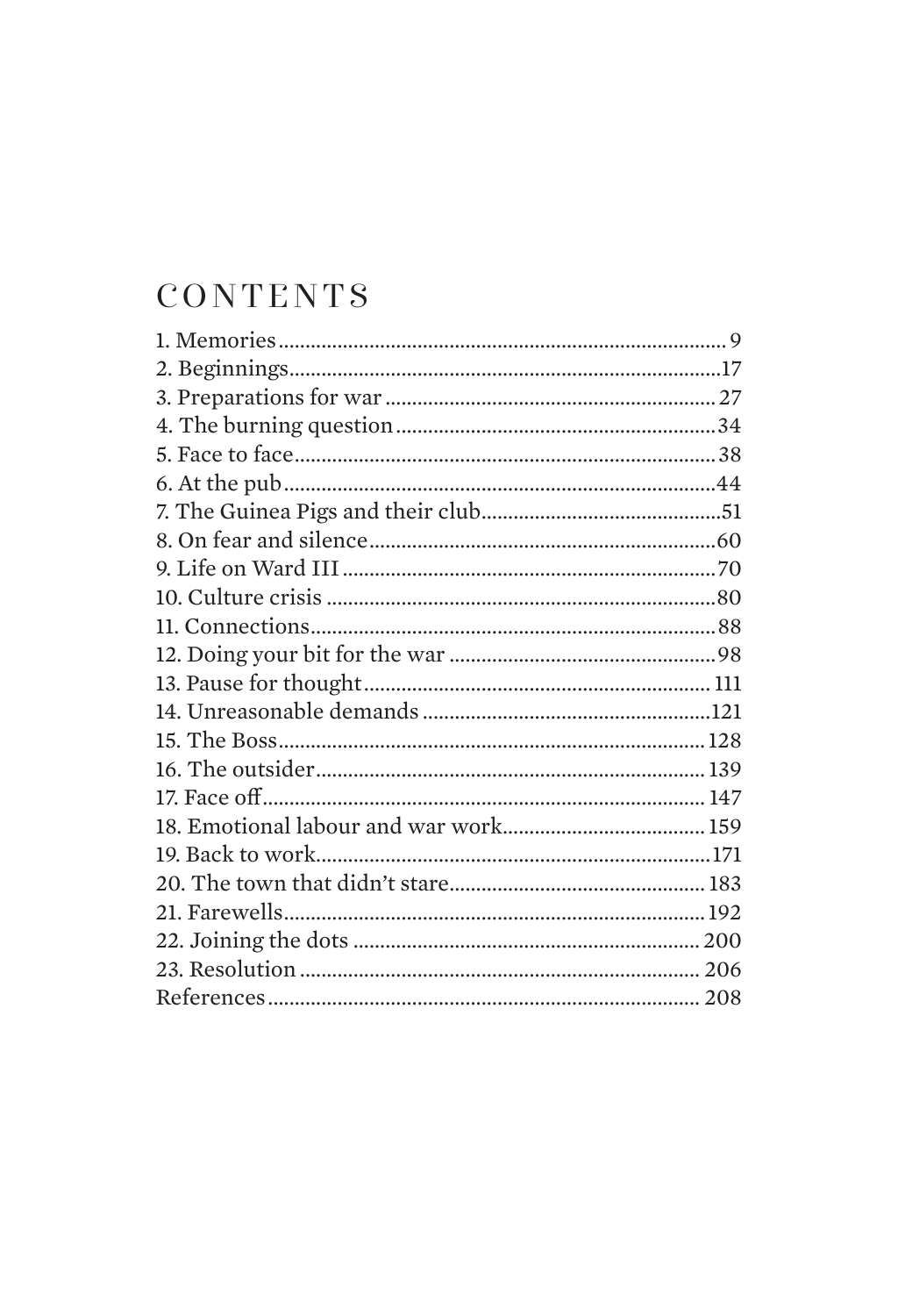# CONTENTS

1. Memories.................................................................................... 9
2. Beginnings..................................................................................17
3. Preparations for war ............................................................. 27
4. The burning question ...........................................................34
5. Face to face.............................................................................. 38
6. At the pub..................................................................................44
7. The Guinea Pigs and their club.............................................51
8. On fear and silence.................................................................60
9. Life on Ward III ......................................................................70
10. Culture crisis .........................................................................80
11. Connections............................................................................ 88
12. Doing your bit for the war ..................................................98
13. Pause for thought................................................................ 111
14. Unreasonable demands .....................................................121
15. The Boss................................................................................ 128
16. The outsider......................................................................... 139
17. Face off.................................................................................. 147
18. Emotional labour and war work...................................... 159
19. Back to work..........................................................................171
20. The town that didn't stare................................................ 183
21. Farewells.............................................................................. 192
22. Joining the dots ................................................................. 200
23. Resolution .......................................................................... 206

References................................................................................. 208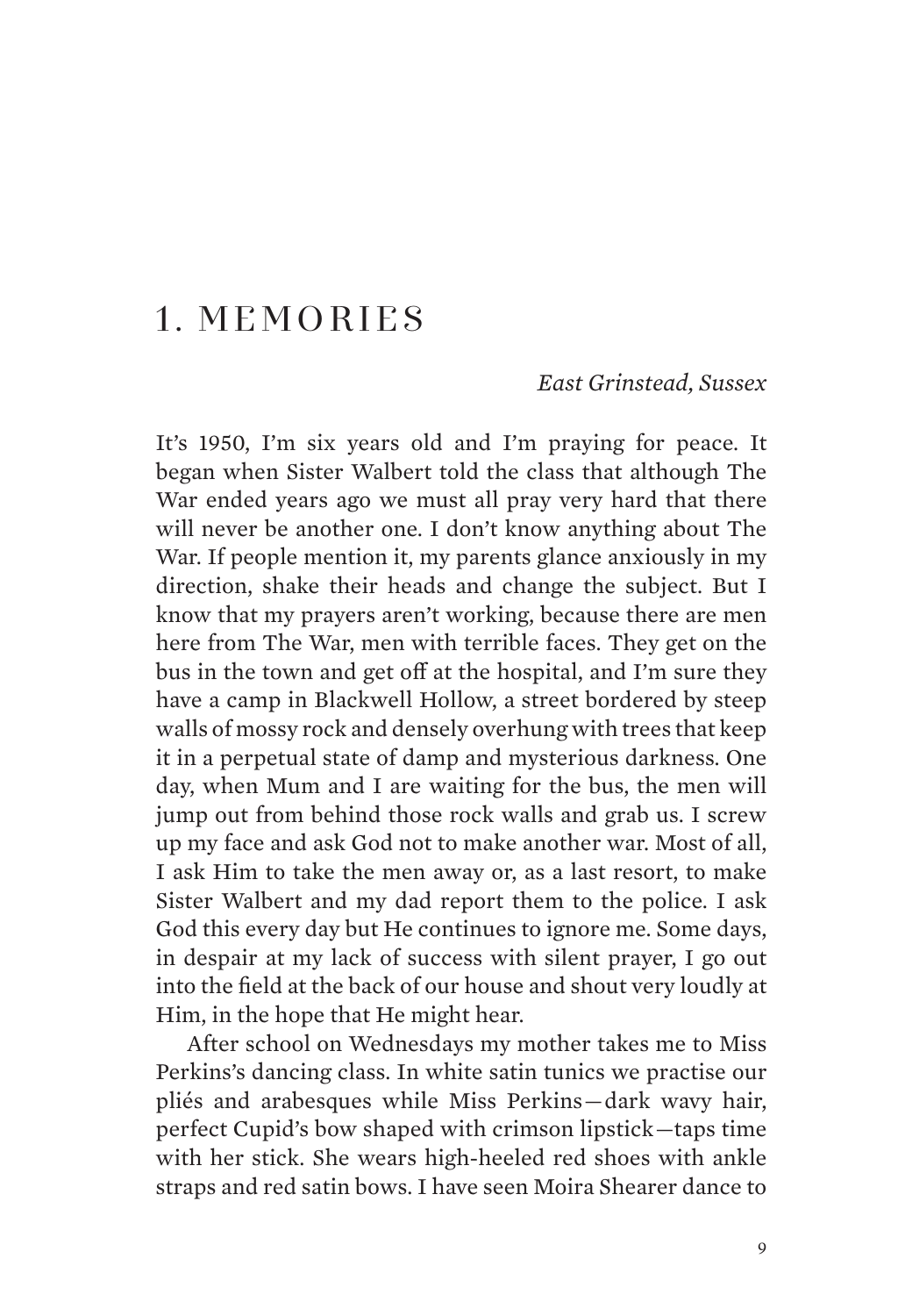# 1. MEMORIES

*East Grinstead, Sussex*

It's 1950, I'm six years old and I'm praying for peace. It began when Sister Walbert told the class that although The War ended years ago we must all pray very hard that there will never be another one. I don't know anything about The War. If people mention it, my parents glance anxiously in my direction, shake their heads and change the subject. But I know that my prayers aren't working, because there are men here from The War, men with terrible faces. They get on the bus in the town and get off at the hospital, and I'm sure they have a camp in Blackwell Hollow, a street bordered by steep walls of mossy rock and densely overhung with trees that keep it in a perpetual state of damp and mysterious darkness. One day, when Mum and I are waiting for the bus, the men will jump out from behind those rock walls and grab us. I screw up my face and ask God not to make another war. Most of all, I ask Him to take the men away or, as a last resort, to make Sister Walbert and my dad report them to the police. I ask God this every day but He continues to ignore me. Some days, in despair at my lack of success with silent prayer, I go out into the field at the back of our house and shout very loudly at Him, in the hope that He might hear.

After school on Wednesdays my mother takes me to Miss Perkins's dancing class. In white satin tunics we practise our pliés and arabesques while Miss Perkins—dark wavy hair, perfect Cupid's bow shaped with crimson lipstick—taps time with her stick. She wears high-heeled red shoes with ankle straps and red satin bows. I have seen Moira Shearer dance to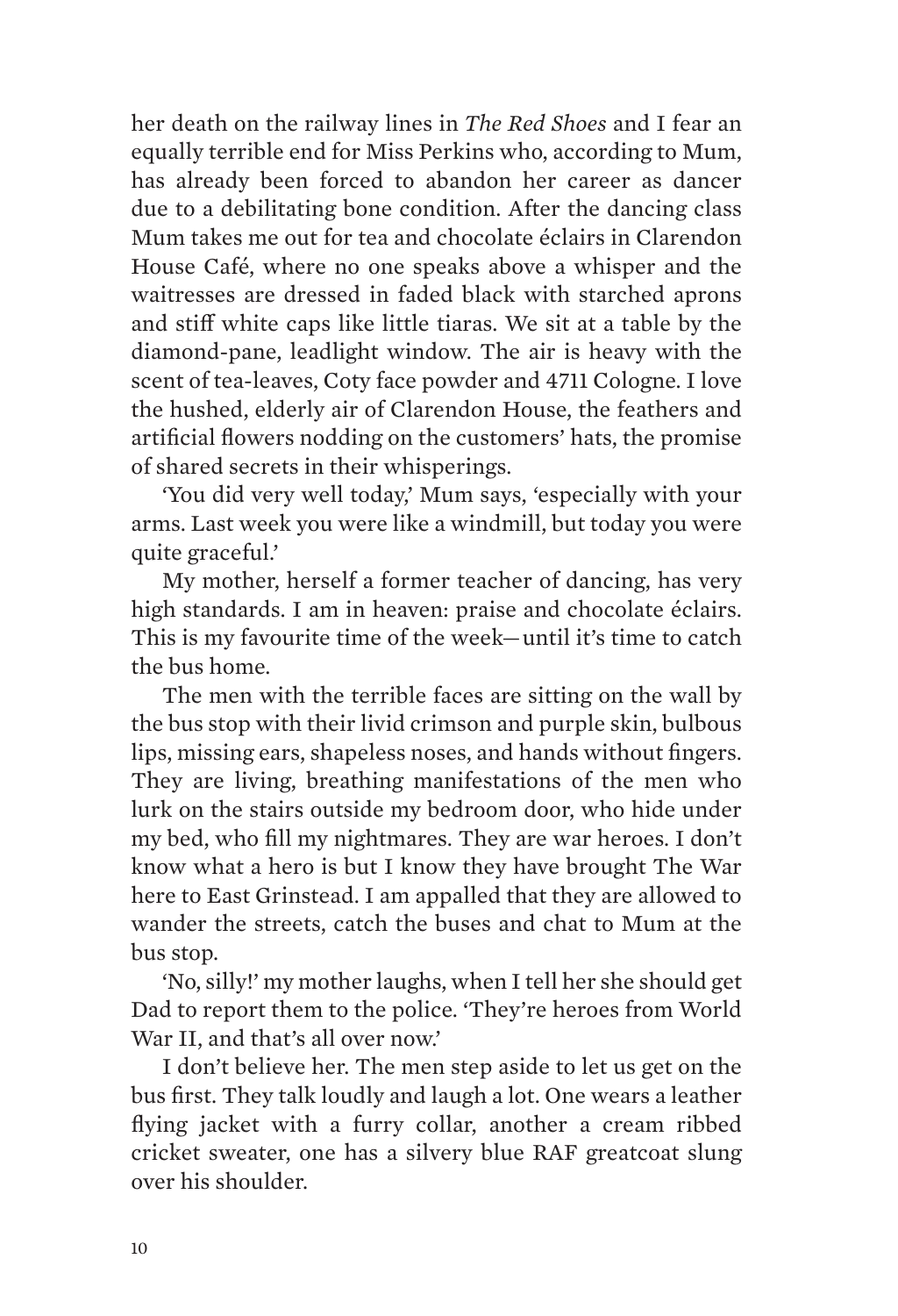her death on the railway lines in *The Red Shoes* and I fear an equally terrible end for Miss Perkins who, according to Mum, has already been forced to abandon her career as dancer due to a debilitating bone condition. After the dancing class Mum takes me out for tea and chocolate éclairs in Clarendon House Café, where no one speaks above a whisper and the waitresses are dressed in faded black with starched aprons and stiff white caps like little tiaras. We sit at a table by the diamond-pane, leadlight window. The air is heavy with the scent of tea-leaves, Coty face powder and 4711 Cologne. I love the hushed, elderly air of Clarendon House, the feathers and artificial flowers nodding on the customers' hats, the promise of shared secrets in their whisperings.

'You did very well today,' Mum says, 'especially with your arms. Last week you were like a windmill, but today you were quite graceful.'

My mother, herself a former teacher of dancing, has very high standards. I am in heaven: praise and chocolate éclairs. This is my favourite time of the week—until it's time to catch the bus home.

The men with the terrible faces are sitting on the wall by the bus stop with their livid crimson and purple skin, bulbous lips, missing ears, shapeless noses, and hands without fingers. They are living, breathing manifestations of the men who lurk on the stairs outside my bedroom door, who hide under my bed, who fill my nightmares. They are war heroes. I don't know what a hero is but I know they have brought The War here to East Grinstead. I am appalled that they are allowed to wander the streets, catch the buses and chat to Mum at the bus stop.

'No, silly!' my mother laughs, when I tell her she should get Dad to report them to the police. 'They're heroes from World War II, and that's all over now.'

I don't believe her. The men step aside to let us get on the bus first. They talk loudly and laugh a lot. One wears a leather flying jacket with a furry collar, another a cream ribbed cricket sweater, one has a silvery blue RAF greatcoat slung over his shoulder.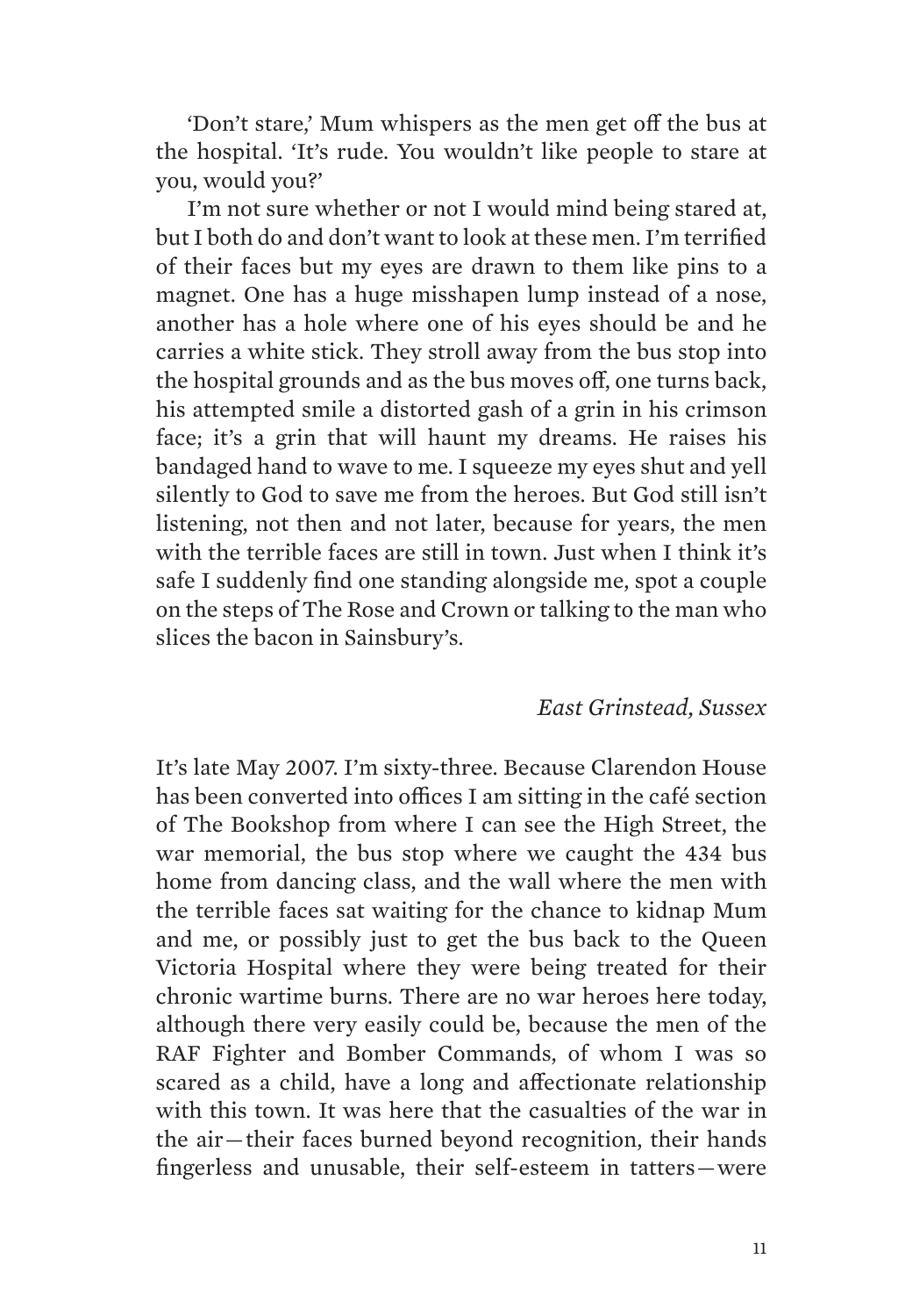'Don't stare,' Mum whispers as the men get off the bus at the hospital. 'It's rude. You wouldn't like people to stare at you, would you?'

I'm not sure whether or not I would mind being stared at, but I both do and don't want to look at these men. I'm terrified of their faces but my eyes are drawn to them like pins to a magnet. One has a huge misshapen lump instead of a nose, another has a hole where one of his eyes should be and he carries a white stick. They stroll away from the bus stop into the hospital grounds and as the bus moves off, one turns back, his attempted smile a distorted gash of a grin in his crimson face; it's a grin that will haunt my dreams. He raises his bandaged hand to wave to me. I squeeze my eyes shut and yell silently to God to save me from the heroes. But God still isn't listening, not then and not later, because for years, the men with the terrible faces are still in town. Just when I think it's safe I suddenly find one standing alongside me, spot a couple on the steps of The Rose and Crown or talking to the man who slices the bacon in Sainsbury's.

*East Grinstead, Sussex*

It's late May 2007. I'm sixty-three. Because Clarendon House has been converted into offices I am sitting in the café section of The Bookshop from where I can see the High Street, the war memorial, the bus stop where we caught the 434 bus home from dancing class, and the wall where the men with the terrible faces sat waiting for the chance to kidnap Mum and me, or possibly just to get the bus back to the Queen Victoria Hospital where they were being treated for their chronic wartime burns. There are no war heroes here today, although there very easily could be, because the men of the RAF Fighter and Bomber Commands, of whom I was so scared as a child, have a long and affectionate relationship with this town. It was here that the casualties of the war in the air—their faces burned beyond recognition, their hands fingerless and unusable, their self-esteem in tatters—were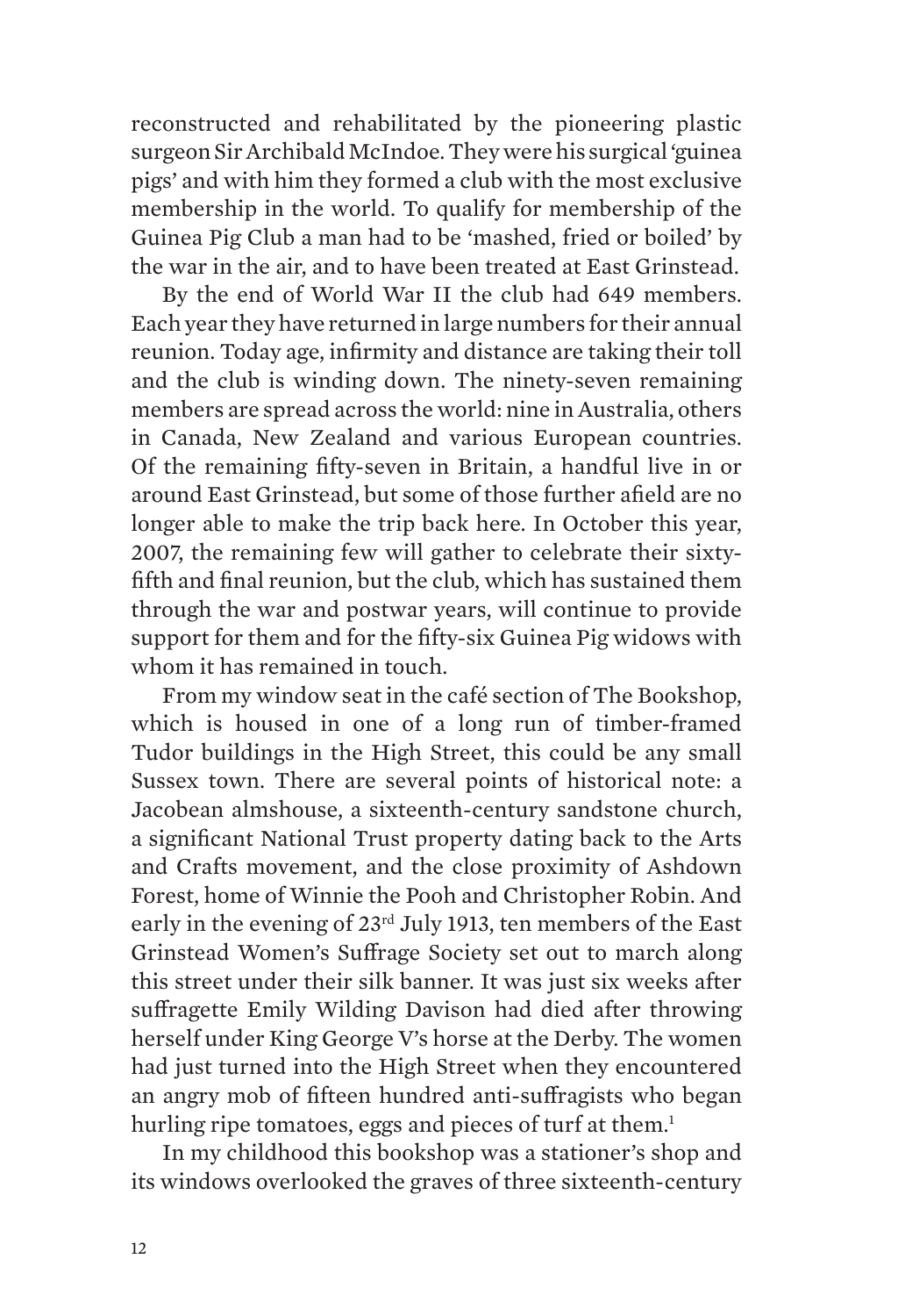reconstructed and rehabilitated by the pioneering plastic surgeon Sir Archibald McIndoe. They were his surgical 'guinea pigs' and with him they formed a club with the most exclusive membership in the world. To qualify for membership of the Guinea Pig Club a man had to be 'mashed, fried or boiled' by the war in the air, and to have been treated at East Grinstead.

By the end of World War II the club had 649 members. Each year they have returned in large numbers for their annual reunion. Today age, infirmity and distance are taking their toll and the club is winding down. The ninety-seven remaining members are spread across the world: nine in Australia, others in Canada, New Zealand and various European countries. Of the remaining fifty-seven in Britain, a handful live in or around East Grinstead, but some of those further afield are no longer able to make the trip back here. In October this year, 2007, the remaining few will gather to celebrate their sixty-fifth and final reunion, but the club, which has sustained them through the war and postwar years, will continue to provide support for them and for the fifty-six Guinea Pig widows with whom it has remained in touch.

From my window seat in the café section of The Bookshop, which is housed in one of a long run of timber-framed Tudor buildings in the High Street, this could be any small Sussex town. There are several points of historical note: a Jacobean almshouse, a sixteenth-century sandstone church, a significant National Trust property dating back to the Arts and Crafts movement, and the close proximity of Ashdown Forest, home of Winnie the Pooh and Christopher Robin. And early in the evening of 23rd July 1913, ten members of the East Grinstead Women's Suffrage Society set out to march along this street under their silk banner. It was just six weeks after suffragette Emily Wilding Davison had died after throwing herself under King George V's horse at the Derby. The women had just turned into the High Street when they encountered an angry mob of fifteen hundred anti-suffragists who began hurling ripe tomatoes, eggs and pieces of turf at them.[1]

In my childhood this bookshop was a stationer's shop and its windows overlooked the graves of three sixteenth-century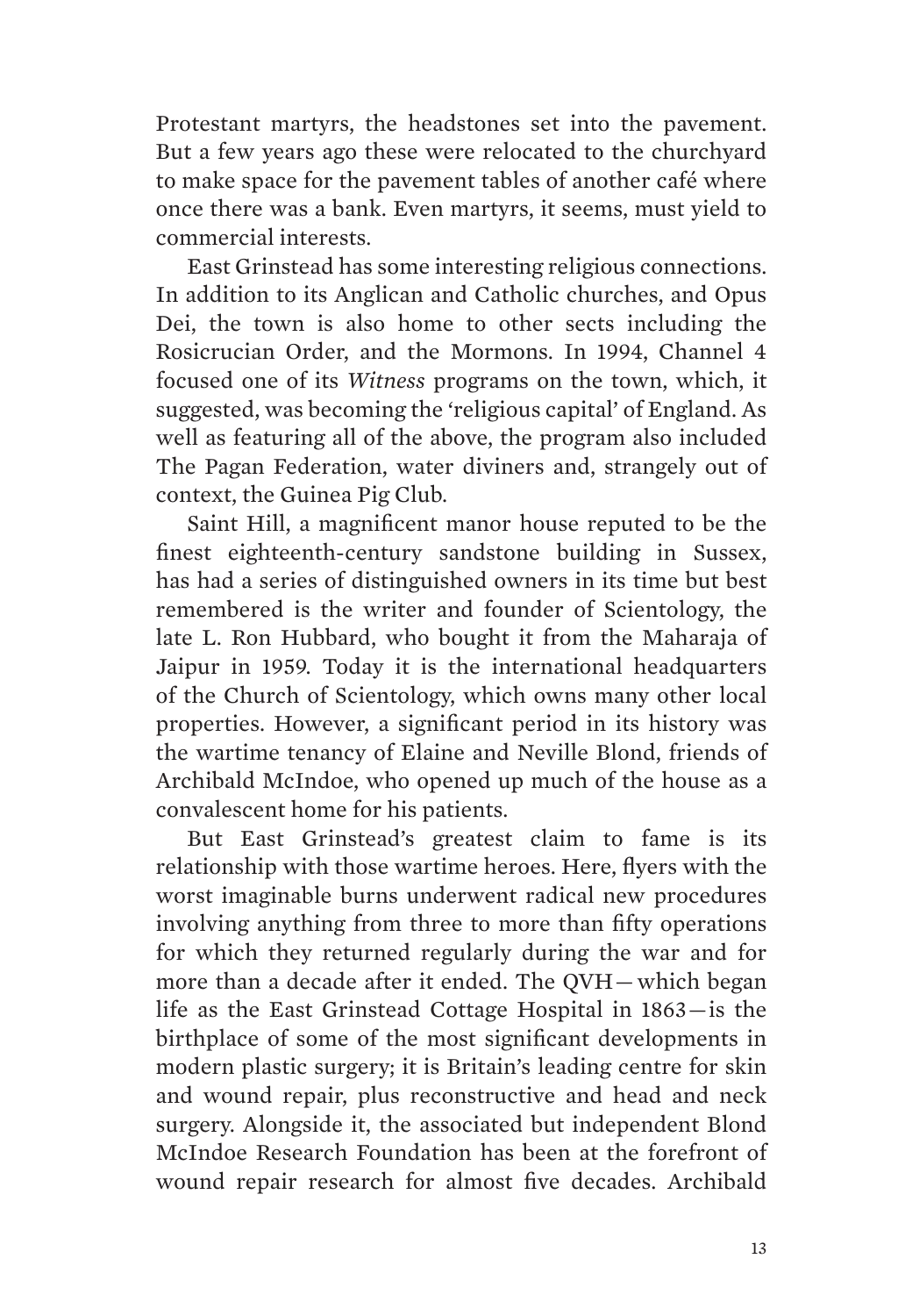Protestant martyrs, the headstones set into the pavement. But a few years ago these were relocated to the churchyard to make space for the pavement tables of another café where once there was a bank. Even martyrs, it seems, must yield to commercial interests.

East Grinstead has some interesting religious connections. In addition to its Anglican and Catholic churches, and Opus Dei, the town is also home to other sects including the Rosicrucian Order, and the Mormons. In 1994, Channel 4 focused one of its *Witness* programs on the town, which, it suggested, was becoming the 'religious capital' of England. As well as featuring all of the above, the program also included The Pagan Federation, water diviners and, strangely out of context, the Guinea Pig Club.

Saint Hill, a magnificent manor house reputed to be the finest eighteenth-century sandstone building in Sussex, has had a series of distinguished owners in its time but best remembered is the writer and founder of Scientology, the late L. Ron Hubbard, who bought it from the Maharaja of Jaipur in 1959. Today it is the international headquarters of the Church of Scientology, which owns many other local properties. However, a significant period in its history was the wartime tenancy of Elaine and Neville Blond, friends of Archibald McIndoe, who opened up much of the house as a convalescent home for his patients.

But East Grinstead's greatest claim to fame is its relationship with those wartime heroes. Here, flyers with the worst imaginable burns underwent radical new procedures involving anything from three to more than fifty operations for which they returned regularly during the war and for more than a decade after it ended. The QVH—which began life as the East Grinstead Cottage Hospital in 1863—is the birthplace of some of the most significant developments in modern plastic surgery; it is Britain's leading centre for skin and wound repair, plus reconstructive and head and neck surgery. Alongside it, the associated but independent Blond McIndoe Research Foundation has been at the forefront of wound repair research for almost five decades. Archibald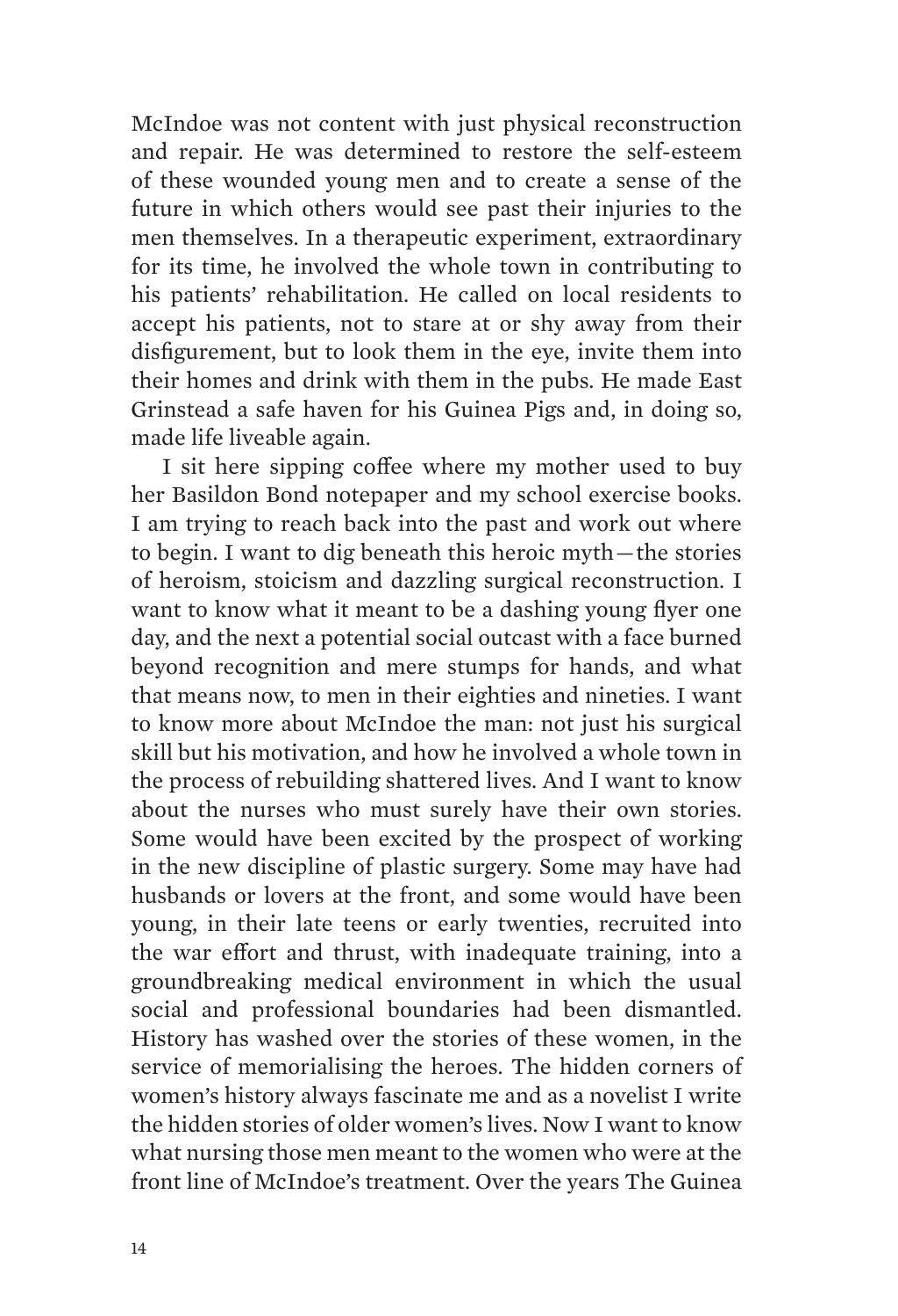McIndoe was not content with just physical reconstruction and repair. He was determined to restore the self-esteem of these wounded young men and to create a sense of the future in which others would see past their injuries to the men themselves. In a therapeutic experiment, extraordinary for its time, he involved the whole town in contributing to his patients' rehabilitation. He called on local residents to accept his patients, not to stare at or shy away from their disfigurement, but to look them in the eye, invite them into their homes and drink with them in the pubs. He made East Grinstead a safe haven for his Guinea Pigs and, in doing so, made life liveable again.

I sit here sipping coffee where my mother used to buy her Basildon Bond notepaper and my school exercise books. I am trying to reach back into the past and work out where to begin. I want to dig beneath this heroic myth—the stories of heroism, stoicism and dazzling surgical reconstruction. I want to know what it meant to be a dashing young flyer one day, and the next a potential social outcast with a face burned beyond recognition and mere stumps for hands, and what that means now, to men in their eighties and nineties. I want to know more about McIndoe the man: not just his surgical skill but his motivation, and how he involved a whole town in the process of rebuilding shattered lives. And I want to know about the nurses who must surely have their own stories. Some would have been excited by the prospect of working in the new discipline of plastic surgery. Some may have had husbands or lovers at the front, and some would have been young, in their late teens or early twenties, recruited into the war effort and thrust, with inadequate training, into a groundbreaking medical environment in which the usual social and professional boundaries had been dismantled. History has washed over the stories of these women, in the service of memorialising the heroes. The hidden corners of women's history always fascinate me and as a novelist I write the hidden stories of older women's lives. Now I want to know what nursing those men meant to the women who were at the front line of McIndoe's treatment. Over the years The Guinea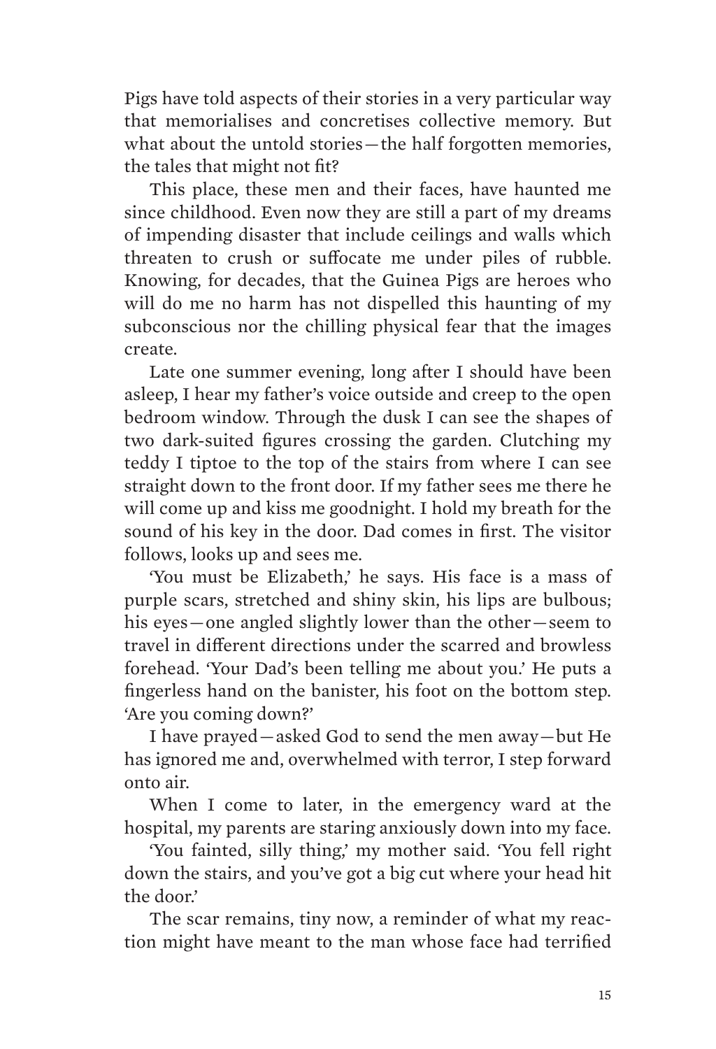Pigs have told aspects of their stories in a very particular way that memorialises and concretises collective memory. But what about the untold stories—the half forgotten memories, the tales that might not fit?

This place, these men and their faces, have haunted me since childhood. Even now they are still a part of my dreams of impending disaster that include ceilings and walls which threaten to crush or suffocate me under piles of rubble. Knowing, for decades, that the Guinea Pigs are heroes who will do me no harm has not dispelled this haunting of my subconscious nor the chilling physical fear that the images create.

Late one summer evening, long after I should have been asleep, I hear my father's voice outside and creep to the open bedroom window. Through the dusk I can see the shapes of two dark-suited figures crossing the garden. Clutching my teddy I tiptoe to the top of the stairs from where I can see straight down to the front door. If my father sees me there he will come up and kiss me goodnight. I hold my breath for the sound of his key in the door. Dad comes in first. The visitor follows, looks up and sees me.

'You must be Elizabeth,' he says. His face is a mass of purple scars, stretched and shiny skin, his lips are bulbous; his eyes—one angled slightly lower than the other—seem to travel in different directions under the scarred and browless forehead. 'Your Dad's been telling me about you.' He puts a fingerless hand on the banister, his foot on the bottom step. 'Are you coming down?'

I have prayed—asked God to send the men away—but He has ignored me and, overwhelmed with terror, I step forward onto air.

When I come to later, in the emergency ward at the hospital, my parents are staring anxiously down into my face.

'You fainted, silly thing,' my mother said. 'You fell right down the stairs, and you've got a big cut where your head hit the door.'

The scar remains, tiny now, a reminder of what my reaction might have meant to the man whose face had terrified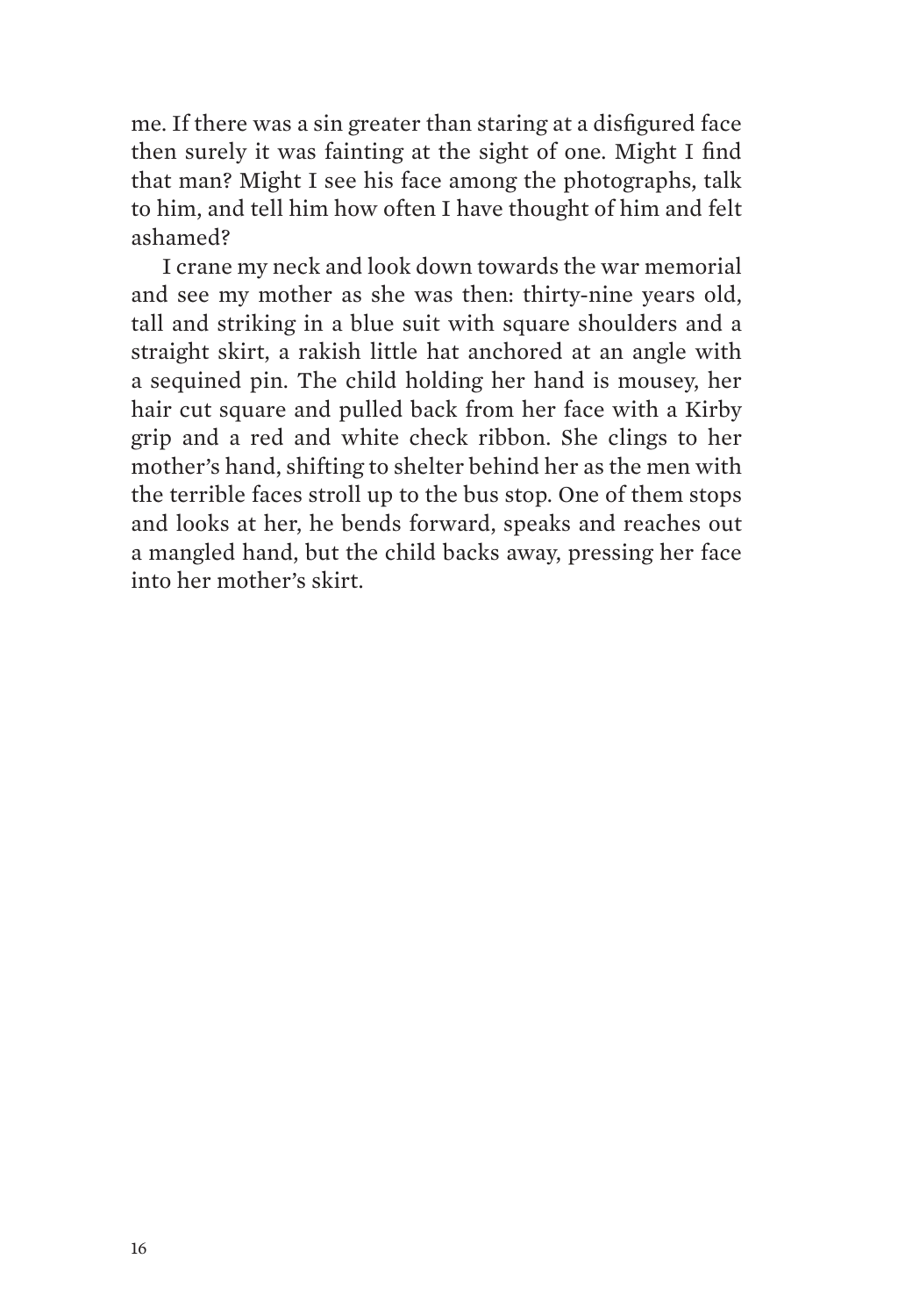me. If there was a sin greater than staring at a disfigured face then surely it was fainting at the sight of one. Might I find that man? Might I see his face among the photographs, talk to him, and tell him how often I have thought of him and felt ashamed?

I crane my neck and look down towards the war memorial and see my mother as she was then: thirty-nine years old, tall and striking in a blue suit with square shoulders and a straight skirt, a rakish little hat anchored at an angle with a sequined pin. The child holding her hand is mousey, her hair cut square and pulled back from her face with a Kirby grip and a red and white check ribbon. She clings to her mother's hand, shifting to shelter behind her as the men with the terrible faces stroll up to the bus stop. One of them stops and looks at her, he bends forward, speaks and reaches out a mangled hand, but the child backs away, pressing her face into her mother's skirt.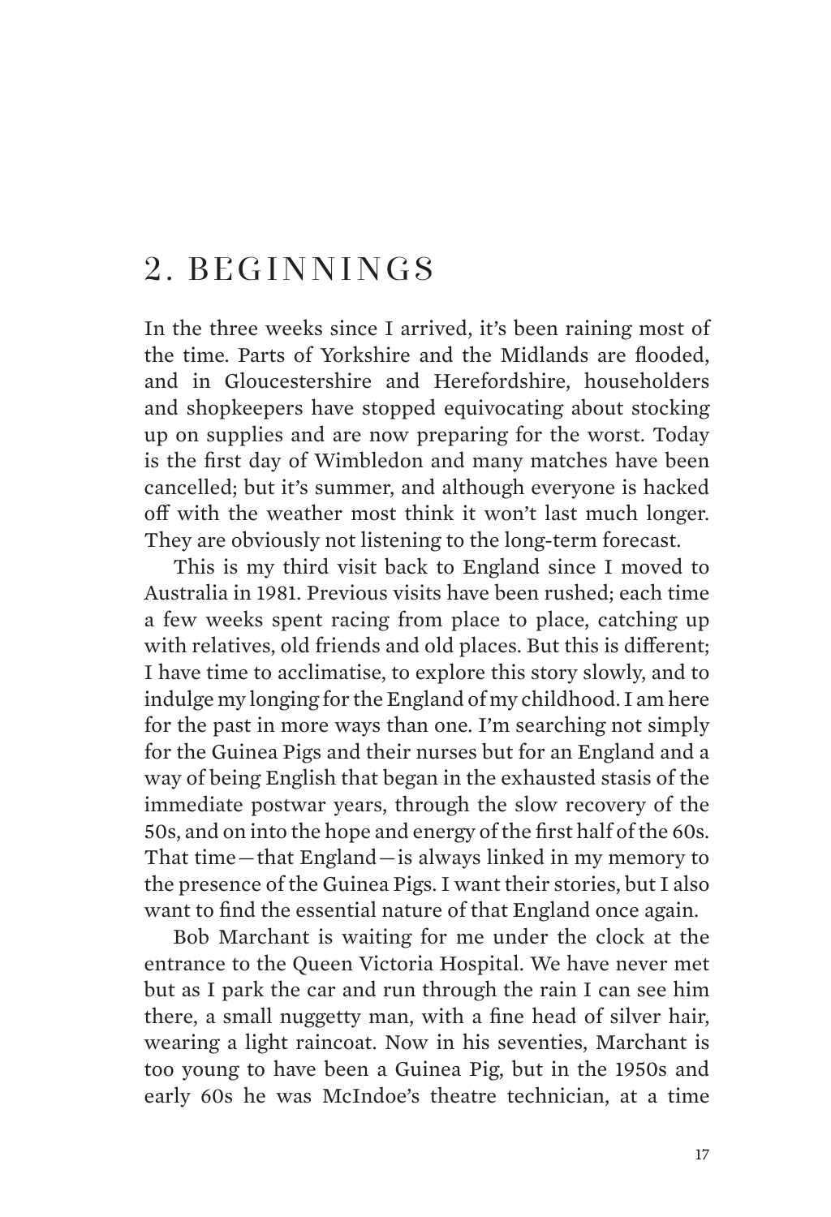# 2. BEGINNINGS

In the three weeks since I arrived, it's been raining most of the time. Parts of Yorkshire and the Midlands are flooded, and in Gloucestershire and Herefordshire, householders and shopkeepers have stopped equivocating about stocking up on supplies and are now preparing for the worst. Today is the first day of Wimbledon and many matches have been cancelled; but it's summer, and although everyone is hacked off with the weather most think it won't last much longer. They are obviously not listening to the long-term forecast.

This is my third visit back to England since I moved to Australia in 1981. Previous visits have been rushed; each time a few weeks spent racing from place to place, catching up with relatives, old friends and old places. But this is different; I have time to acclimatise, to explore this story slowly, and to indulge my longing for the England of my childhood. I am here for the past in more ways than one. I'm searching not simply for the Guinea Pigs and their nurses but for an England and a way of being English that began in the exhausted stasis of the immediate postwar years, through the slow recovery of the 50s, and on into the hope and energy of the first half of the 60s. That time—that England—is always linked in my memory to the presence of the Guinea Pigs. I want their stories, but I also want to find the essential nature of that England once again.

Bob Marchant is waiting for me under the clock at the entrance to the Queen Victoria Hospital. We have never met but as I park the car and run through the rain I can see him there, a small nuggetty man, with a fine head of silver hair, wearing a light raincoat. Now in his seventies, Marchant is too young to have been a Guinea Pig, but in the 1950s and early 60s he was McIndoe's theatre technician, at a time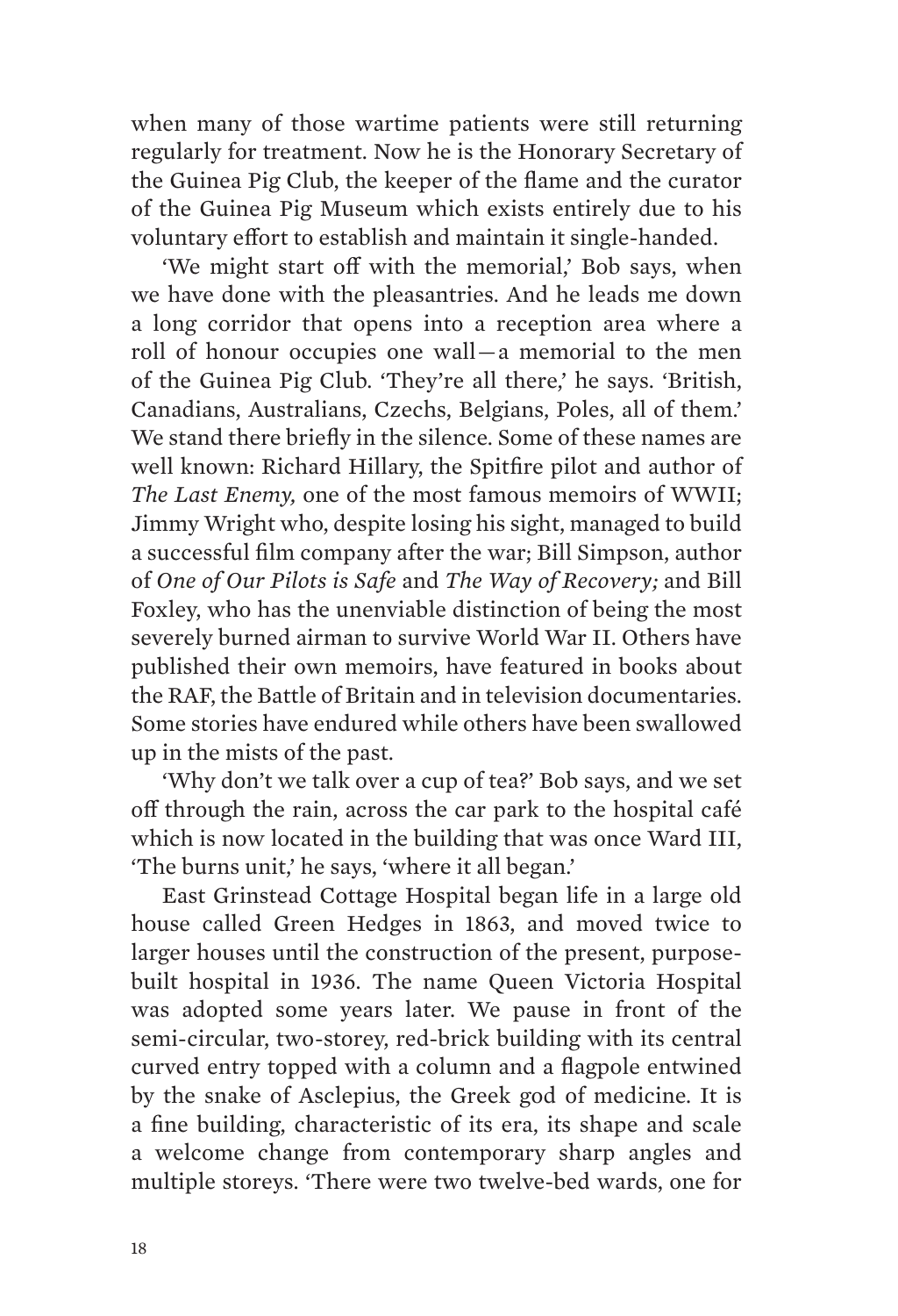when many of those wartime patients were still returning regularly for treatment. Now he is the Honorary Secretary of the Guinea Pig Club, the keeper of the flame and the curator of the Guinea Pig Museum which exists entirely due to his voluntary effort to establish and maintain it single-handed.

'We might start off with the memorial,' Bob says, when we have done with the pleasantries. And he leads me down a long corridor that opens into a reception area where a roll of honour occupies one wall—a memorial to the men of the Guinea Pig Club. 'They're all there,' he says. 'British, Canadians, Australians, Czechs, Belgians, Poles, all of them.' We stand there briefly in the silence. Some of these names are well known: Richard Hillary, the Spitfire pilot and author of *The Last Enemy,* one of the most famous memoirs of WWII; Jimmy Wright who, despite losing his sight, managed to build a successful film company after the war; Bill Simpson, author of *One of Our Pilots is Safe* and *The Way of Recovery;* and Bill Foxley, who has the unenviable distinction of being the most severely burned airman to survive World War II. Others have published their own memoirs, have featured in books about the RAF, the Battle of Britain and in television documentaries. Some stories have endured while others have been swallowed up in the mists of the past.

'Why don't we talk over a cup of tea?' Bob says, and we set off through the rain, across the car park to the hospital café which is now located in the building that was once Ward III, 'The burns unit,' he says, 'where it all began.'

East Grinstead Cottage Hospital began life in a large old house called Green Hedges in 1863, and moved twice to larger houses until the construction of the present, purpose-built hospital in 1936. The name Queen Victoria Hospital was adopted some years later. We pause in front of the semi-circular, two-storey, red-brick building with its central curved entry topped with a column and a flagpole entwined by the snake of Asclepius, the Greek god of medicine. It is a fine building, characteristic of its era, its shape and scale a welcome change from contemporary sharp angles and multiple storeys. 'There were two twelve-bed wards, one for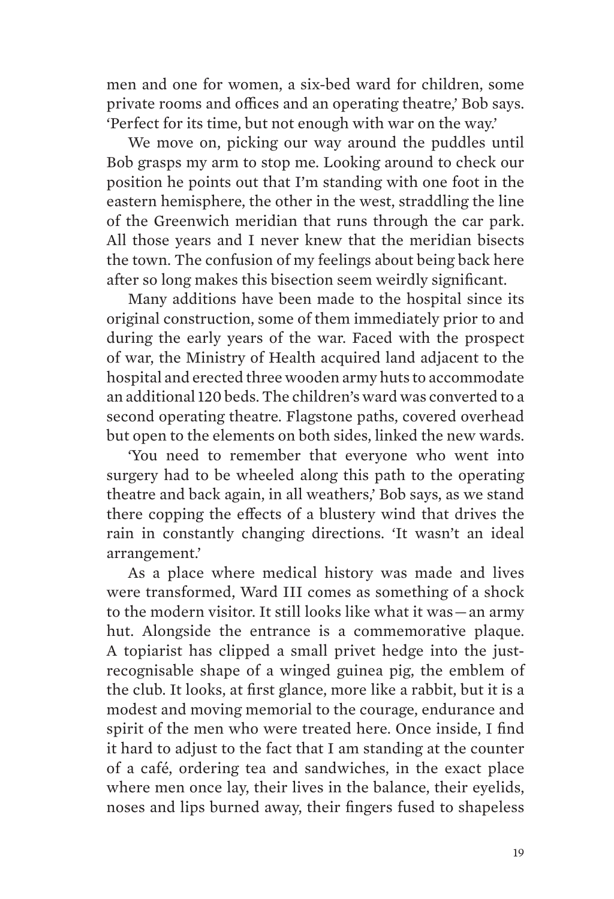men and one for women, a six-bed ward for children, some private rooms and offices and an operating theatre,' Bob says. 'Perfect for its time, but not enough with war on the way.'

We move on, picking our way around the puddles until Bob grasps my arm to stop me. Looking around to check our position he points out that I'm standing with one foot in the eastern hemisphere, the other in the west, straddling the line of the Greenwich meridian that runs through the car park. All those years and I never knew that the meridian bisects the town. The confusion of my feelings about being back here after so long makes this bisection seem weirdly significant.

Many additions have been made to the hospital since its original construction, some of them immediately prior to and during the early years of the war. Faced with the prospect of war, the Ministry of Health acquired land adjacent to the hospital and erected three wooden army huts to accommodate an additional 120 beds. The children's ward was converted to a second operating theatre. Flagstone paths, covered overhead but open to the elements on both sides, linked the new wards.

'You need to remember that everyone who went into surgery had to be wheeled along this path to the operating theatre and back again, in all weathers,' Bob says, as we stand there copping the effects of a blustery wind that drives the rain in constantly changing directions. 'It wasn't an ideal arrangement.'

As a place where medical history was made and lives were transformed, Ward III comes as something of a shock to the modern visitor. It still looks like what it was—an army hut. Alongside the entrance is a commemorative plaque. A topiarist has clipped a small privet hedge into the just-recognisable shape of a winged guinea pig, the emblem of the club. It looks, at first glance, more like a rabbit, but it is a modest and moving memorial to the courage, endurance and spirit of the men who were treated here. Once inside, I find it hard to adjust to the fact that I am standing at the counter of a café, ordering tea and sandwiches, in the exact place where men once lay, their lives in the balance, their eyelids, noses and lips burned away, their fingers fused to shapeless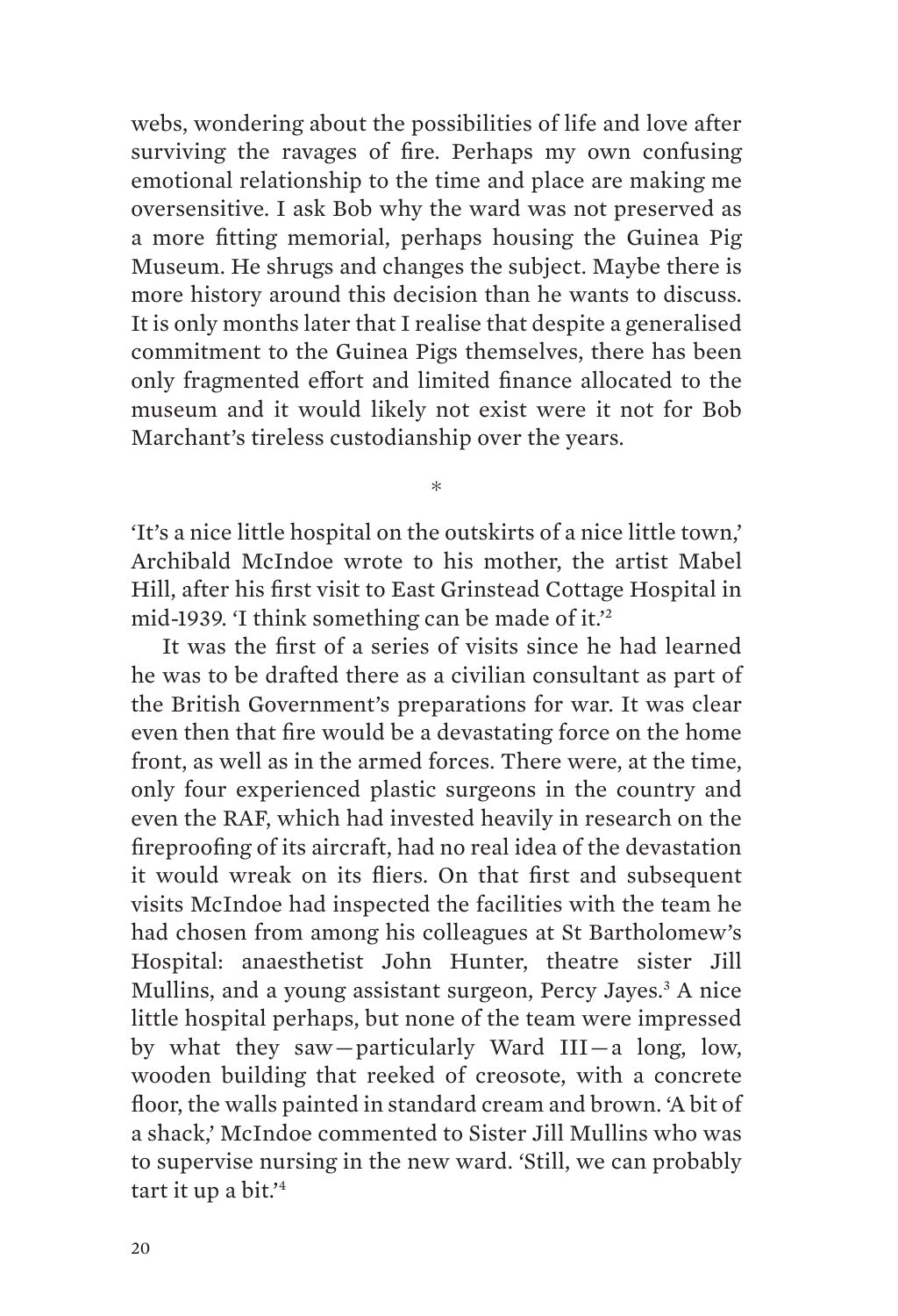webs, wondering about the possibilities of life and love after surviving the ravages of fire. Perhaps my own confusing emotional relationship to the time and place are making me oversensitive. I ask Bob why the ward was not preserved as a more fitting memorial, perhaps housing the Guinea Pig Museum. He shrugs and changes the subject. Maybe there is more history around this decision than he wants to discuss. It is only months later that I realise that despite a generalised commitment to the Guinea Pigs themselves, there has been only fragmented effort and limited finance allocated to the museum and it would likely not exist were it not for Bob Marchant's tireless custodianship over the years.

*

'It's a nice little hospital on the outskirts of a nice little town,' Archibald McIndoe wrote to his mother, the artist Mabel Hill, after his first visit to East Grinstead Cottage Hospital in mid-1939. 'I think something can be made of it.'[2]

It was the first of a series of visits since he had learned he was to be drafted there as a civilian consultant as part of the British Government's preparations for war. It was clear even then that fire would be a devastating force on the home front, as well as in the armed forces. There were, at the time, only four experienced plastic surgeons in the country and even the RAF, which had invested heavily in research on the fireproofing of its aircraft, had no real idea of the devastation it would wreak on its fliers. On that first and subsequent visits McIndoe had inspected the facilities with the team he had chosen from among his colleagues at St Bartholomew's Hospital: anaesthetist John Hunter, theatre sister Jill Mullins, and a young assistant surgeon, Percy Jayes.[3] A nice little hospital perhaps, but none of the team were impressed by what they saw—particularly Ward III—a long, low, wooden building that reeked of creosote, with a concrete floor, the walls painted in standard cream and brown. 'A bit of a shack,' McIndoe commented to Sister Jill Mullins who was to supervise nursing in the new ward. 'Still, we can probably tart it up a bit.'[4]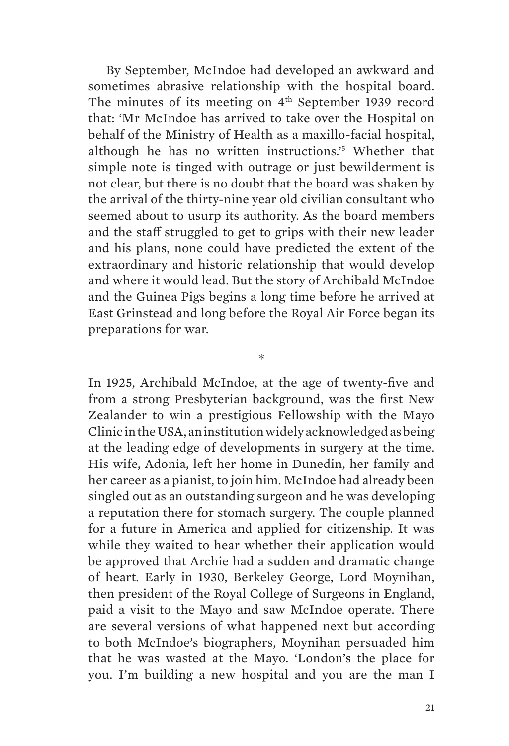By September, McIndoe had developed an awkward and sometimes abrasive relationship with the hospital board. The minutes of its meeting on 4th September 1939 record that: 'Mr McIndoe has arrived to take over the Hospital on behalf of the Ministry of Health as a maxillo-facial hospital, although he has no written instructions.'[5] Whether that simple note is tinged with outrage or just bewilderment is not clear, but there is no doubt that the board was shaken by the arrival of the thirty-nine year old civilian consultant who seemed about to usurp its authority. As the board members and the staff struggled to get to grips with their new leader and his plans, none could have predicted the extent of the extraordinary and historic relationship that would develop and where it would lead. But the story of Archibald McIndoe and the Guinea Pigs begins a long time before he arrived at East Grinstead and long before the Royal Air Force began its preparations for war.

*

In 1925, Archibald McIndoe, at the age of twenty-five and from a strong Presbyterian background, was the first New Zealander to win a prestigious Fellowship with the Mayo Clinic in the USA, an institution widely acknowledged as being at the leading edge of developments in surgery at the time. His wife, Adonia, left her home in Dunedin, her family and her career as a pianist, to join him. McIndoe had already been singled out as an outstanding surgeon and he was developing a reputation there for stomach surgery. The couple planned for a future in America and applied for citizenship. It was while they waited to hear whether their application would be approved that Archie had a sudden and dramatic change of heart. Early in 1930, Berkeley George, Lord Moynihan, then president of the Royal College of Surgeons in England, paid a visit to the Mayo and saw McIndoe operate. There are several versions of what happened next but according to both McIndoe's biographers, Moynihan persuaded him that he was wasted at the Mayo. 'London's the place for you. I'm building a new hospital and you are the man I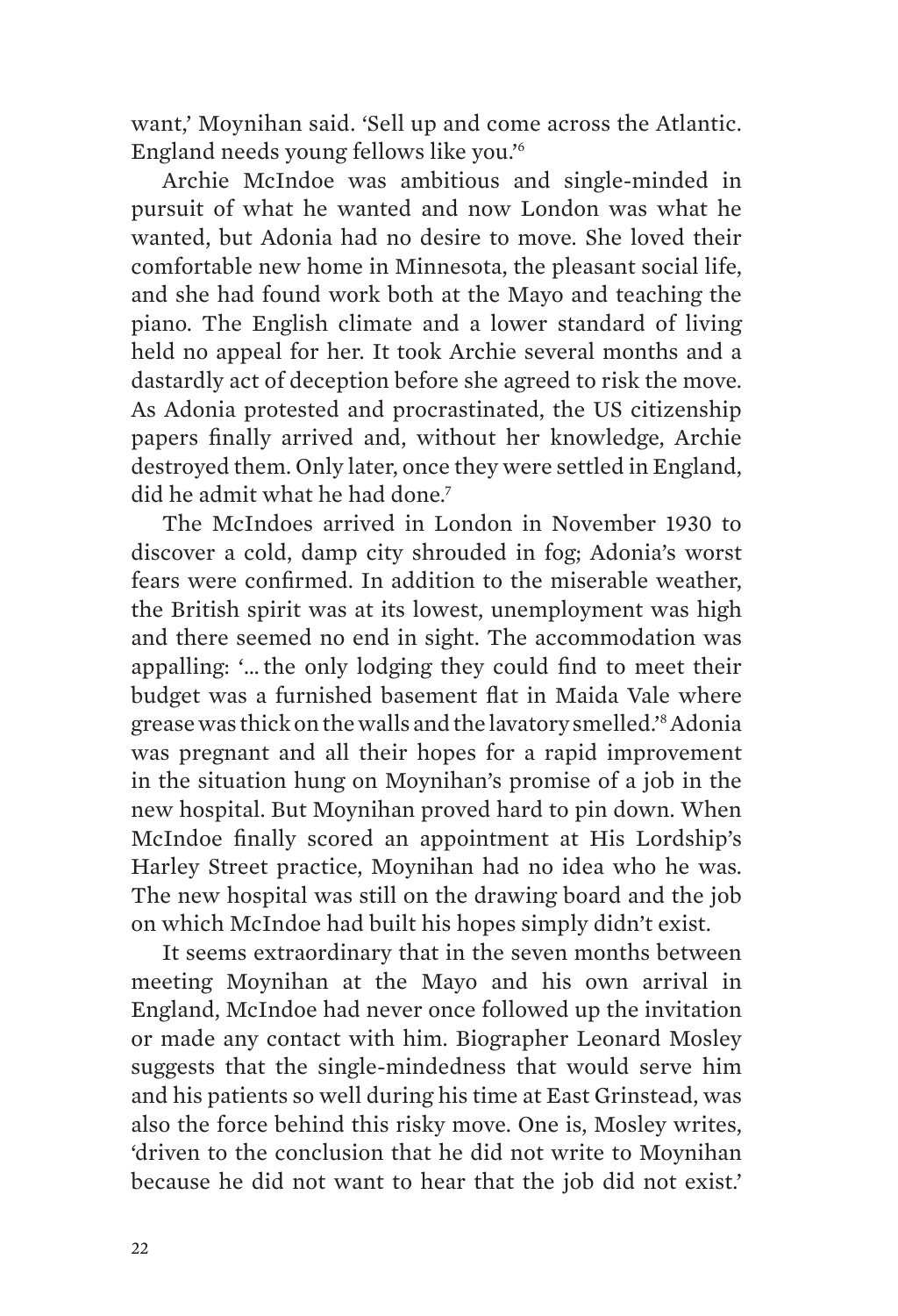want,' Moynihan said. 'Sell up and come across the Atlantic. England needs young fellows like you.'[6]

Archie McIndoe was ambitious and single-minded in pursuit of what he wanted and now London was what he wanted, but Adonia had no desire to move. She loved their comfortable new home in Minnesota, the pleasant social life, and she had found work both at the Mayo and teaching the piano. The English climate and a lower standard of living held no appeal for her. It took Archie several months and a dastardly act of deception before she agreed to risk the move. As Adonia protested and procrastinated, the US citizenship papers finally arrived and, without her knowledge, Archie destroyed them. Only later, once they were settled in England, did he admit what he had done.[7]

The McIndoes arrived in London in November 1930 to discover a cold, damp city shrouded in fog; Adonia's worst fears were confirmed. In addition to the miserable weather, the British spirit was at its lowest, unemployment was high and there seemed no end in sight. The accommodation was appalling: '… the only lodging they could find to meet their budget was a furnished basement flat in Maida Vale where grease was thick on the walls and the lavatory smelled.'[8] Adonia was pregnant and all their hopes for a rapid improvement in the situation hung on Moynihan's promise of a job in the new hospital. But Moynihan proved hard to pin down. When McIndoe finally scored an appointment at His Lordship's Harley Street practice, Moynihan had no idea who he was. The new hospital was still on the drawing board and the job on which McIndoe had built his hopes simply didn't exist.

It seems extraordinary that in the seven months between meeting Moynihan at the Mayo and his own arrival in England, McIndoe had never once followed up the invitation or made any contact with him. Biographer Leonard Mosley suggests that the single-mindedness that would serve him and his patients so well during his time at East Grinstead, was also the force behind this risky move. One is, Mosley writes, 'driven to the conclusion that he did not write to Moynihan because he did not want to hear that the job did not exist.'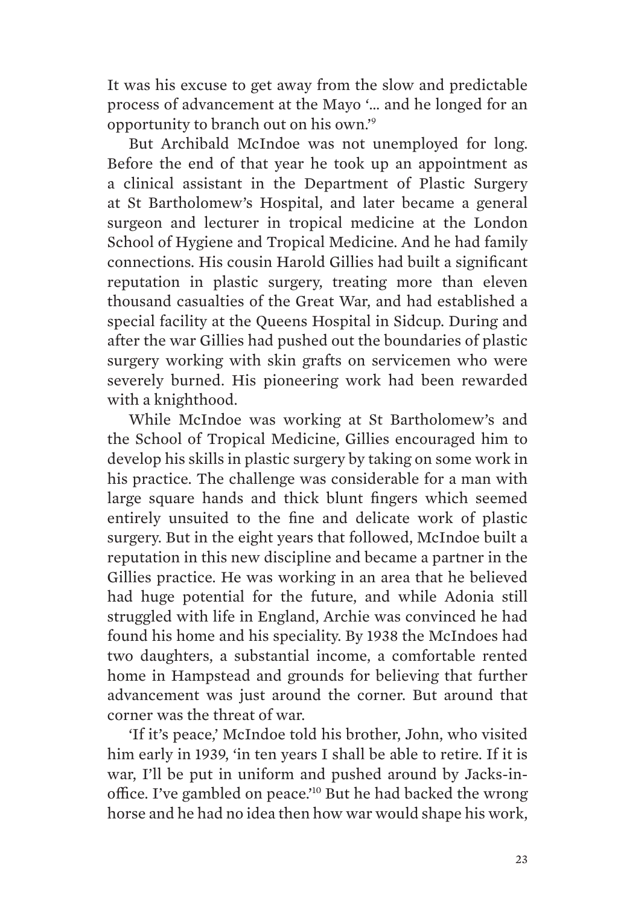It was his excuse to get away from the slow and predictable process of advancement at the Mayo '... and he longed for an opportunity to branch out on his own.'[9]

But Archibald McIndoe was not unemployed for long. Before the end of that year he took up an appointment as a clinical assistant in the Department of Plastic Surgery at St Bartholomew's Hospital, and later became a general surgeon and lecturer in tropical medicine at the London School of Hygiene and Tropical Medicine. And he had family connections. His cousin Harold Gillies had built a significant reputation in plastic surgery, treating more than eleven thousand casualties of the Great War, and had established a special facility at the Queens Hospital in Sidcup. During and after the war Gillies had pushed out the boundaries of plastic surgery working with skin grafts on servicemen who were severely burned. His pioneering work had been rewarded with a knighthood.

While McIndoe was working at St Bartholomew's and the School of Tropical Medicine, Gillies encouraged him to develop his skills in plastic surgery by taking on some work in his practice. The challenge was considerable for a man with large square hands and thick blunt fingers which seemed entirely unsuited to the fine and delicate work of plastic surgery. But in the eight years that followed, McIndoe built a reputation in this new discipline and became a partner in the Gillies practice. He was working in an area that he believed had huge potential for the future, and while Adonia still struggled with life in England, Archie was convinced he had found his home and his speciality. By 1938 the McIndoes had two daughters, a substantial income, a comfortable rented home in Hampstead and grounds for believing that further advancement was just around the corner. But around that corner was the threat of war.

'If it's peace,' McIndoe told his brother, John, who visited him early in 1939, 'in ten years I shall be able to retire. If it is war, I'll be put in uniform and pushed around by Jacks-in-office. I've gambled on peace.'[10] But he had backed the wrong horse and he had no idea then how war would shape his work,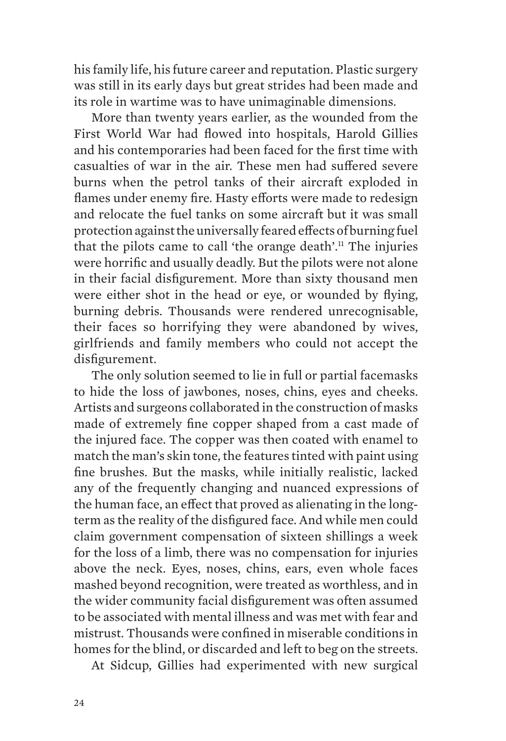his family life, his future career and reputation. Plastic surgery was still in its early days but great strides had been made and its role in wartime was to have unimaginable dimensions.

More than twenty years earlier, as the wounded from the First World War had flowed into hospitals, Harold Gillies and his contemporaries had been faced for the first time with casualties of war in the air. These men had suffered severe burns when the petrol tanks of their aircraft exploded in flames under enemy fire. Hasty efforts were made to redesign and relocate the fuel tanks on some aircraft but it was small protection against the universally feared effects of burning fuel that the pilots came to call 'the orange death'.[11] The injuries were horrific and usually deadly. But the pilots were not alone in their facial disfigurement. More than sixty thousand men were either shot in the head or eye, or wounded by flying, burning debris. Thousands were rendered unrecognisable, their faces so horrifying they were abandoned by wives, girlfriends and family members who could not accept the disfigurement.

The only solution seemed to lie in full or partial facemasks to hide the loss of jawbones, noses, chins, eyes and cheeks. Artists and surgeons collaborated in the construction of masks made of extremely fine copper shaped from a cast made of the injured face. The copper was then coated with enamel to match the man's skin tone, the features tinted with paint using fine brushes. But the masks, while initially realistic, lacked any of the frequently changing and nuanced expressions of the human face, an effect that proved as alienating in the long-term as the reality of the disfigured face. And while men could claim government compensation of sixteen shillings a week for the loss of a limb, there was no compensation for injuries above the neck. Eyes, noses, chins, ears, even whole faces mashed beyond recognition, were treated as worthless, and in the wider community facial disfigurement was often assumed to be associated with mental illness and was met with fear and mistrust. Thousands were confined in miserable conditions in homes for the blind, or discarded and left to beg on the streets.

At Sidcup, Gillies had experimented with new surgical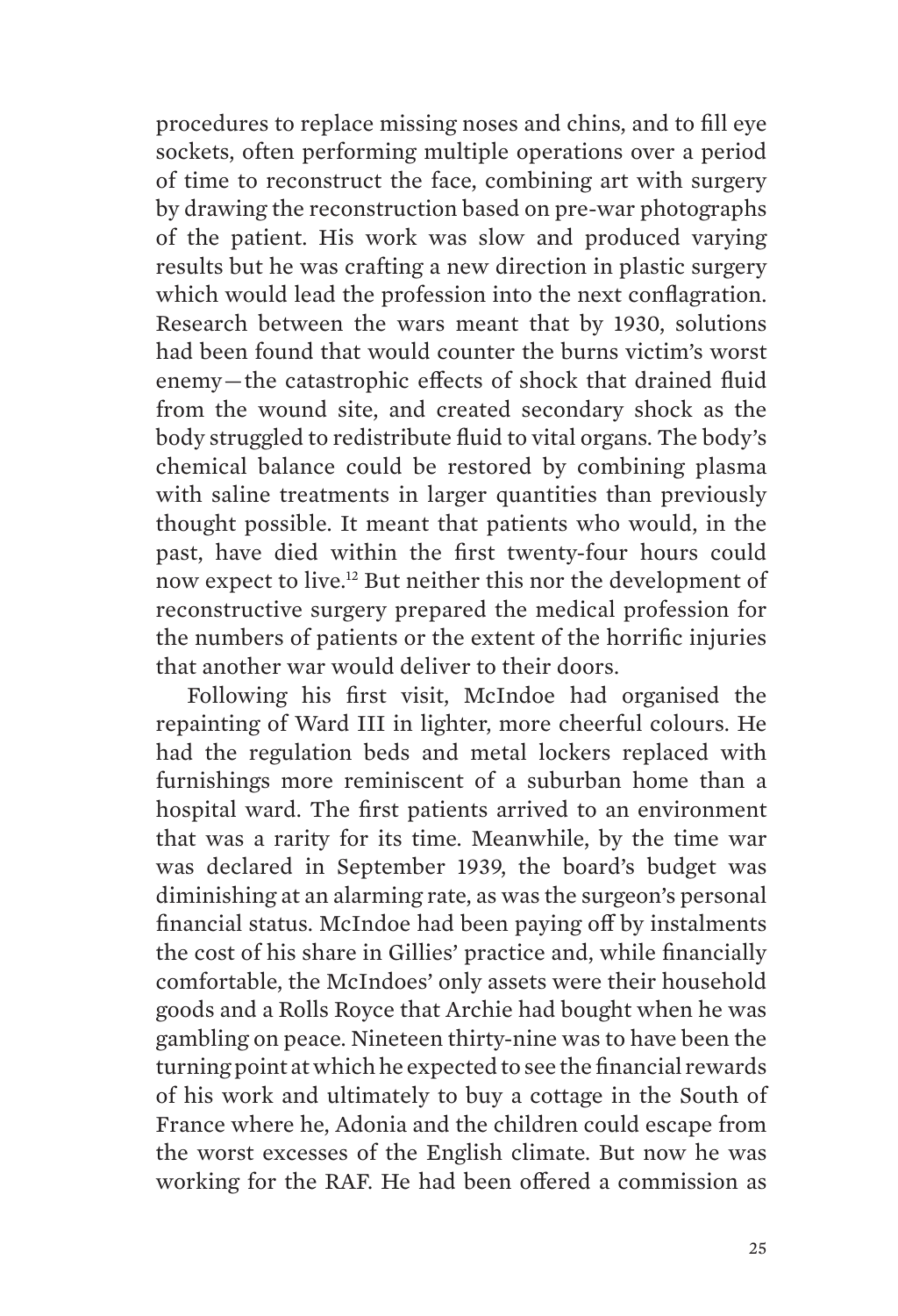procedures to replace missing noses and chins, and to fill eye sockets, often performing multiple operations over a period of time to reconstruct the face, combining art with surgery by drawing the reconstruction based on pre-war photographs of the patient. His work was slow and produced varying results but he was crafting a new direction in plastic surgery which would lead the profession into the next conflagration. Research between the wars meant that by 1930, solutions had been found that would counter the burns victim's worst enemy—the catastrophic effects of shock that drained fluid from the wound site, and created secondary shock as the body struggled to redistribute fluid to vital organs. The body's chemical balance could be restored by combining plasma with saline treatments in larger quantities than previously thought possible. It meant that patients who would, in the past, have died within the first twenty-four hours could now expect to live.[12] But neither this nor the development of reconstructive surgery prepared the medical profession for the numbers of patients or the extent of the horrific injuries that another war would deliver to their doors.

Following his first visit, McIndoe had organised the repainting of Ward III in lighter, more cheerful colours. He had the regulation beds and metal lockers replaced with furnishings more reminiscent of a suburban home than a hospital ward. The first patients arrived to an environment that was a rarity for its time. Meanwhile, by the time war was declared in September 1939, the board's budget was diminishing at an alarming rate, as was the surgeon's personal financial status. McIndoe had been paying off by instalments the cost of his share in Gillies' practice and, while financially comfortable, the McIndoes' only assets were their household goods and a Rolls Royce that Archie had bought when he was gambling on peace. Nineteen thirty-nine was to have been the turning point at which he expected to see the financial rewards of his work and ultimately to buy a cottage in the South of France where he, Adonia and the children could escape from the worst excesses of the English climate. But now he was working for the RAF. He had been offered a commission as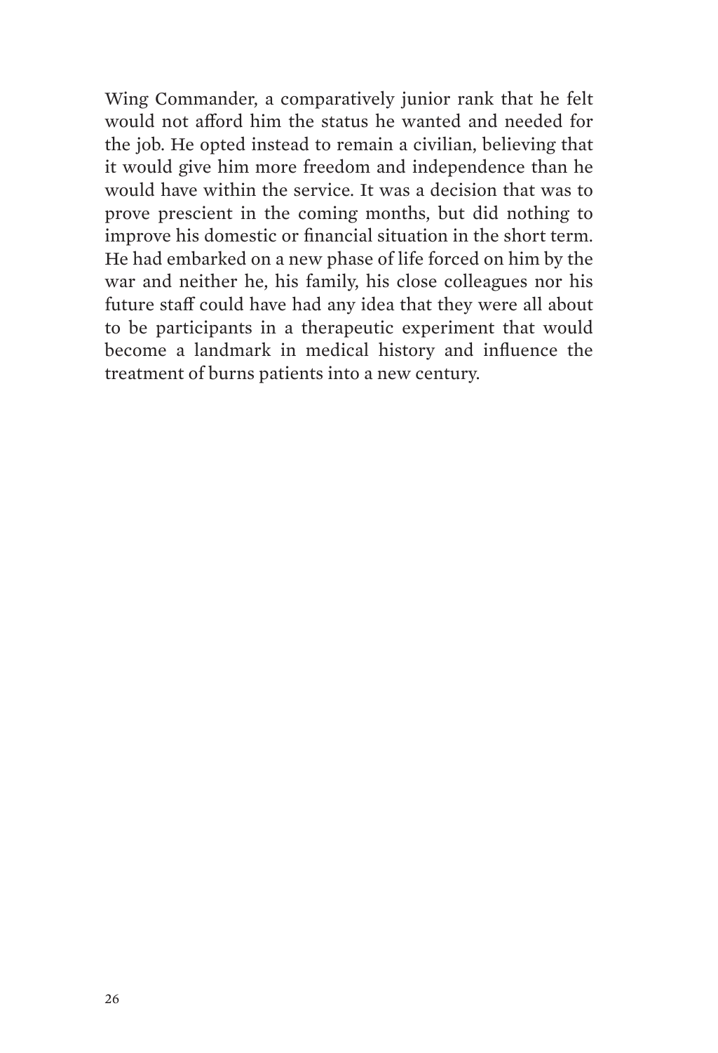Wing Commander, a comparatively junior rank that he felt would not afford him the status he wanted and needed for the job. He opted instead to remain a civilian, believing that it would give him more freedom and independence than he would have within the service. It was a decision that was to prove prescient in the coming months, but did nothing to improve his domestic or financial situation in the short term. He had embarked on a new phase of life forced on him by the war and neither he, his family, his close colleagues nor his future staff could have had any idea that they were all about to be participants in a therapeutic experiment that would become a landmark in medical history and influence the treatment of burns patients into a new century.